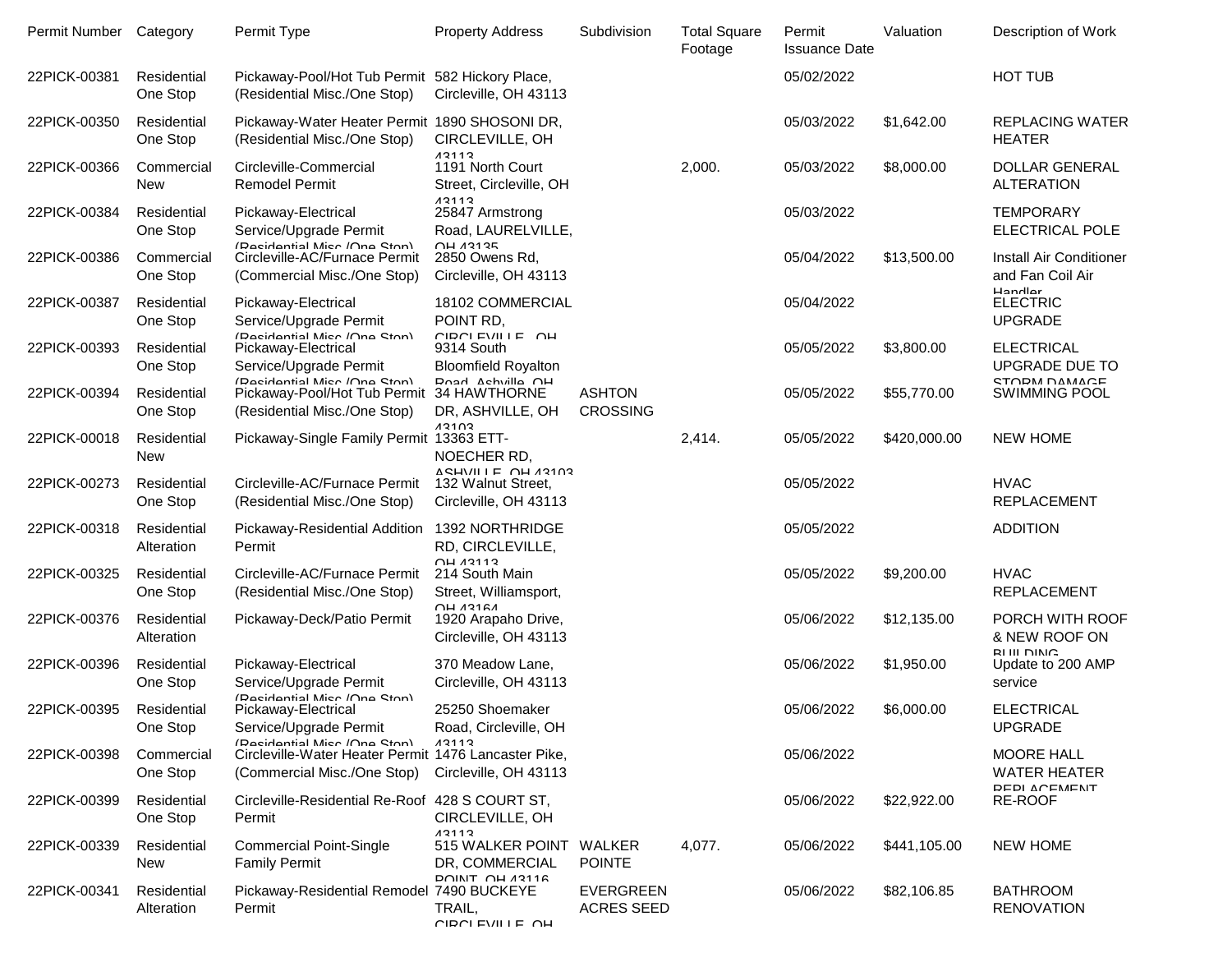| Permit Number | Category | Permit Type | Property Address | Subdivision | Total Square Footage | Permit Issuance Date | Valuation | Description of Work |
|---|---|---|---|---|---|---|---|---|
| 22PICK-00381 | Residential One Stop | Pickaway-Pool/Hot Tub Permit (Residential Misc./One Stop) | 582 Hickory Place, Circleville, OH 43113 | | | 05/02/2022 | | HOT TUB |
| 22PICK-00350 | Residential One Stop | Pickaway-Water Heater Permit (Residential Misc./One Stop) | 1890 SHOSONI DR, CIRCLEVILLE, OH 43113 | | | 05/03/2022 | $1,642.00 | REPLACING WATER HEATER |
| 22PICK-00366 | Commercial New | Circleville-Commercial Remodel Permit | 1191 North Court Street, Circleville, OH 43113 | | 2,000. | 05/03/2022 | $8,000.00 | DOLLAR GENERAL ALTERATION |
| 22PICK-00384 | Residential One Stop | Pickaway-Electrical Service/Upgrade Permit (Residential Misc./One Stop) | 25847 Armstrong Road, LAURELVILLE, OH 43135 | | | 05/03/2022 | | TEMPORARY ELECTRICAL POLE |
| 22PICK-00386 | Commercial One Stop | Circleville-AC/Furnace Permit (Commercial Misc./One Stop) | 2850 Owens Rd, Circleville, OH 43113 | | | 05/04/2022 | $13,500.00 | Install Air Conditioner and Fan Coil Air Handler |
| 22PICK-00387 | Residential One Stop | Pickaway-Electrical Service/Upgrade Permit (Residential Misc./One Stop) | 18102 COMMERCIAL POINT RD, CIRCLEVILLE, OH | | | 05/04/2022 | | ELECTRIC UPGRADE |
| 22PICK-00393 | Residential One Stop | Pickaway-Electrical Service/Upgrade Permit (Residential Misc./One Stop) | 9314 South Bloomfield Royalton Road, Ashville, OH | | | 05/05/2022 | $3,800.00 | ELECTRICAL UPGRADE DUE TO STORM DAMAGE |
| 22PICK-00394 | Residential One Stop | Pickaway-Pool/Hot Tub Permit (Residential Misc./One Stop) | 34 HAWTHORNE DR, ASHVILLE, OH 43103 | ASHTON CROSSING | | 05/05/2022 | $55,770.00 | SWIMMING POOL |
| 22PICK-00018 | Residential New | Pickaway-Single Family Permit | 13363 ETT-NOECHER RD, ASHVILLE, OH 43103 | | 2,414. | 05/05/2022 | $420,000.00 | NEW HOME |
| 22PICK-00273 | Residential One Stop | Circleville-AC/Furnace Permit (Residential Misc./One Stop) | 132 Walnut Street, Circleville, OH 43113 | | | 05/05/2022 | | HVAC REPLACEMENT |
| 22PICK-00318 | Residential Alteration | Pickaway-Residential Addition Permit | 1392 NORTHRIDGE RD, CIRCLEVILLE, OH 43113 | | | 05/05/2022 | | ADDITION |
| 22PICK-00325 | Residential One Stop | Circleville-AC/Furnace Permit (Residential Misc./One Stop) | 214 South Main Street, Williamsport, OH 43164 | | | 05/05/2022 | $9,200.00 | HVAC REPLACEMENT |
| 22PICK-00376 | Residential Alteration | Pickaway-Deck/Patio Permit | 1920 Arapaho Drive, Circleville, OH 43113 | | | 05/06/2022 | $12,135.00 | PORCH WITH ROOF & NEW ROOF ON BUILDING |
| 22PICK-00396 | Residential One Stop | Pickaway-Electrical Service/Upgrade Permit (Residential Misc./One Stop) | 370 Meadow Lane, Circleville, OH 43113 | | | 05/06/2022 | $1,950.00 | Update to 200 AMP service |
| 22PICK-00395 | Residential One Stop | Pickaway-Electrical Service/Upgrade Permit (Residential Misc./One Stop) | 25250 Shoemaker Road, Circleville, OH 43113 | | | 05/06/2022 | $6,000.00 | ELECTRICAL UPGRADE |
| 22PICK-00398 | Commercial One Stop | Circleville-Water Heater Permit (Commercial Misc./One Stop) | 1476 Lancaster Pike, Circleville, OH 43113 | | | 05/06/2022 | | MOORE HALL WATER HEATER REPLACEMENT |
| 22PICK-00399 | Residential One Stop | Circleville-Residential Re-Roof Permit | 428 S COURT ST, CIRCLEVILLE, OH 43113 | | | 05/06/2022 | $22,922.00 | RE-ROOF |
| 22PICK-00339 | Residential New | Commercial Point-Single Family Permit | 515 WALKER POINT DR, COMMERCIAL POINT, OH 43116 | WALKER POINTE | 4,077. | 05/06/2022 | $441,105.00 | NEW HOME |
| 22PICK-00341 | Residential Alteration | Pickaway-Residential Remodel Permit | 7490 BUCKEYE TRAIL, CIRCLEVILLE, OH | EVERGREEN ACRES SEED | | 05/06/2022 | $82,106.85 | BATHROOM RENOVATION |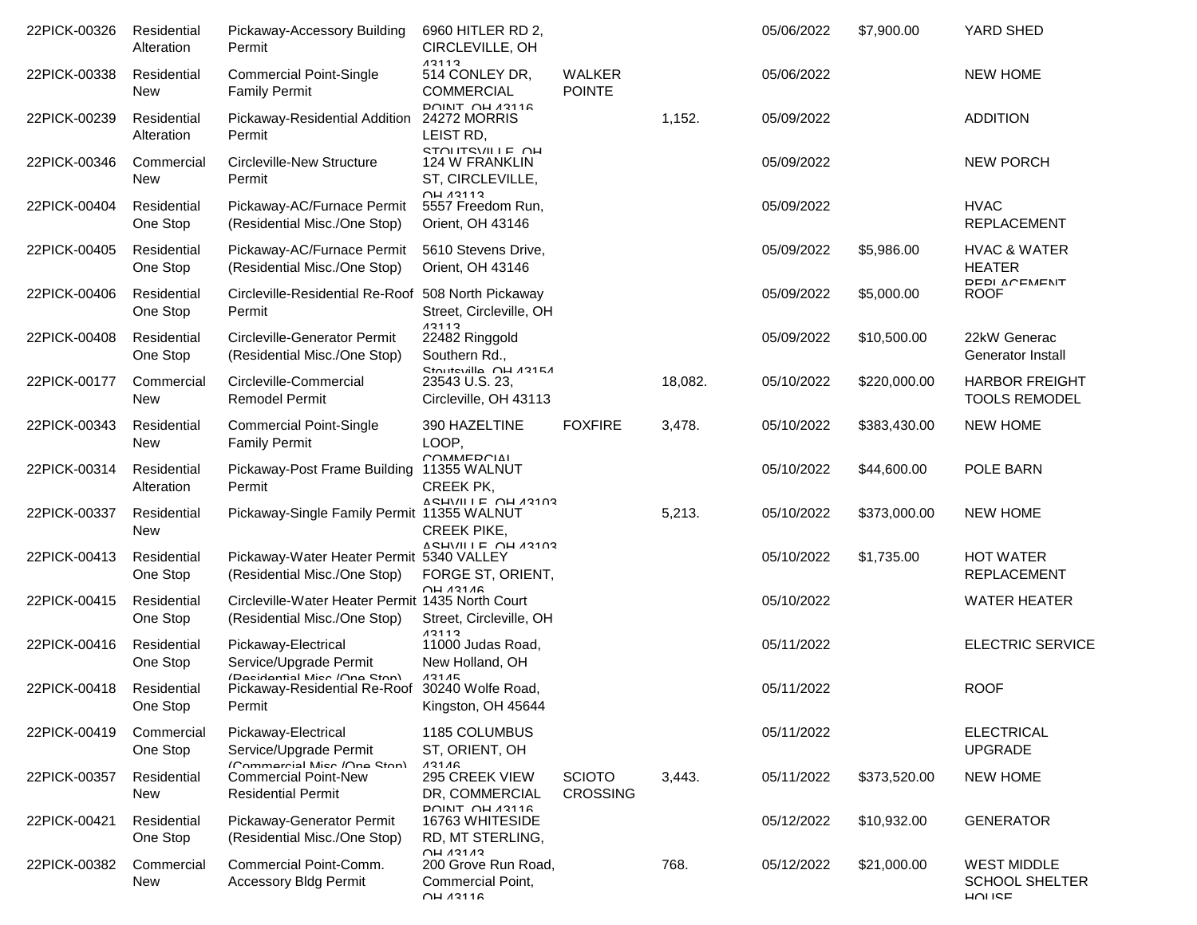| | | | | | | | | |
|---|---|---|---|---|---|---|---|---|
| 22PICK-00326 | Residential Alteration | Pickaway-Accessory Building Permit | 6960 HITLER RD 2, CIRCLEVILLE, OH 43113 | | | 05/06/2022 | $7,900.00 | YARD SHED |
| 22PICK-00338 | Residential New | Commercial Point-Single Family Permit | 514 CONLEY DR, COMMERCIAL POINT, OH 43116 | WALKER POINTE | | 05/06/2022 | | NEW HOME |
| 22PICK-00239 | Residential Alteration | Pickaway-Residential Addition Permit | 24272 MORRIS LEIST RD, STOUTSVILLE, OH | | 1,152. | 05/09/2022 | | ADDITION |
| 22PICK-00346 | Commercial New | Circleville-New Structure Permit | 124 W FRANKLIN ST, CIRCLEVILLE, OH 43113 | | | 05/09/2022 | | NEW PORCH |
| 22PICK-00404 | Residential One Stop | Pickaway-AC/Furnace Permit (Residential Misc./One Stop) | 5557 Freedom Run, Orient, OH 43146 | | | 05/09/2022 | | HVAC REPLACEMENT |
| 22PICK-00405 | Residential One Stop | Pickaway-AC/Furnace Permit (Residential Misc./One Stop) | 5610 Stevens Drive, Orient, OH 43146 | | | 05/09/2022 | $5,986.00 | HVAC & WATER HEATER REPLACEMENT |
| 22PICK-00406 | Residential One Stop | Circleville-Residential Re-Roof Permit | 508 North Pickaway Street, Circleville, OH 43113 | | | 05/09/2022 | $5,000.00 | ROOF |
| 22PICK-00408 | Residential One Stop | Circleville-Generator Permit (Residential Misc./One Stop) | 22482 Ringgold Southern Rd., Stoutsville, OH 43154 | | | 05/09/2022 | $10,500.00 | 22kW Generac Generator Install |
| 22PICK-00177 | Commercial New | Circleville-Commercial Remodel Permit | 23543 U.S. 23, Circleville, OH 43113 | | 18,082. | 05/10/2022 | $220,000.00 | HARBOR FREIGHT TOOLS REMODEL |
| 22PICK-00343 | Residential New | Commercial Point-Single Family Permit | 390 HAZELTINE LOOP, COMMERCIAL | FOXFIRE | 3,478. | 05/10/2022 | $383,430.00 | NEW HOME |
| 22PICK-00314 | Residential Alteration | Pickaway-Post Frame Building Permit | 11355 WALNUT CREEK PK, ASHVILLE, OH 43103 | | | 05/10/2022 | $44,600.00 | POLE BARN |
| 22PICK-00337 | Residential New | Pickaway-Single Family Permit | 11355 WALNUT CREEK PIKE, ASHVILLE, OH 43103 | | 5,213. | 05/10/2022 | $373,000.00 | NEW HOME |
| 22PICK-00413 | Residential One Stop | Pickaway-Water Heater Permit (Residential Misc./One Stop) | 5340 VALLEY FORGE ST, ORIENT, OH 43146 | | | 05/10/2022 | $1,735.00 | HOT WATER REPLACEMENT |
| 22PICK-00415 | Residential One Stop | Circleville-Water Heater Permit (Residential Misc./One Stop) | 1435 North Court Street, Circleville, OH 43113 | | | 05/10/2022 | | WATER HEATER |
| 22PICK-00416 | Residential One Stop | Pickaway-Electrical Service/Upgrade Permit (Residential Misc./One Stop) | 11000 Judas Road, New Holland, OH 43145 | | | 05/11/2022 | | ELECTRIC SERVICE |
| 22PICK-00418 | Residential One Stop | Pickaway-Residential Re-Roof Permit | 30240 Wolfe Road, Kingston, OH 45644 | | | 05/11/2022 | | ROOF |
| 22PICK-00419 | Commercial One Stop | Pickaway-Electrical Service/Upgrade Permit (Commercial Misc./One Stop) | 1185 COLUMBUS ST, ORIENT, OH 43146 | | | 05/11/2022 | | ELECTRICAL UPGRADE |
| 22PICK-00357 | Residential New | Commercial Point-New Residential Permit | 295 CREEK VIEW DR, COMMERCIAL POINT, OH 43116 | SCIOTO CROSSING | 3,443. | 05/11/2022 | $373,520.00 | NEW HOME |
| 22PICK-00421 | Residential One Stop | Pickaway-Generator Permit (Residential Misc./One Stop) | 16763 WHITESIDE RD, MT STERLING, OH 43143 | | | 05/12/2022 | $10,932.00 | GENERATOR |
| 22PICK-00382 | Commercial New | Commercial Point-Comm. Accessory Bldg Permit | 200 Grove Run Road, Commercial Point, OH 43116 | | 768. | 05/12/2022 | $21,000.00 | WEST MIDDLE SCHOOL SHELTER HOUSE |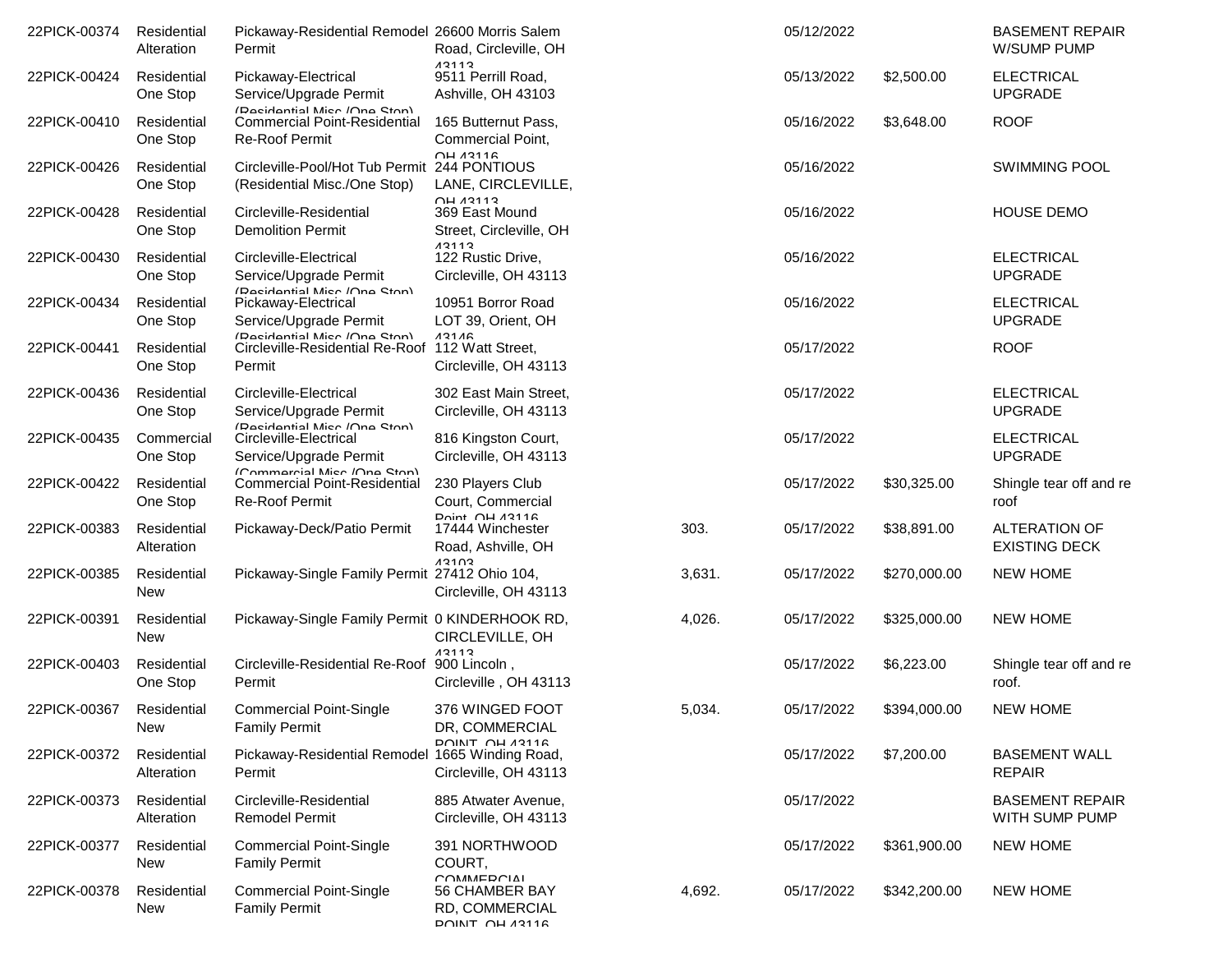| | | | | | | | |
|---|---|---|---|---|---|---|---|
| 22PICK-00374 | Residential Alteration | Pickaway-Residential Remodel Permit | 26600 Morris Salem Road, Circleville, OH 43113 | | 05/12/2022 | | BASEMENT REPAIR W/SUMP PUMP |
| 22PICK-00424 | Residential One Stop | Pickaway-Electrical Service/Upgrade Permit (Residential Misc./One Stop) | 9511 Perrill Road, Ashville, OH 43103 | | 05/13/2022 | $2,500.00 | ELECTRICAL UPGRADE |
| 22PICK-00410 | Residential One Stop | Commercial Point-Residential Re-Roof Permit | 165 Butternut Pass, Commercial Point, OH 43116 | | 05/16/2022 | $3,648.00 | ROOF |
| 22PICK-00426 | Residential One Stop | Circleville-Pool/Hot Tub Permit (Residential Misc./One Stop) | 244 PONTIOUS LANE, CIRCLEVILLE, OH 43113 | | 05/16/2022 | | SWIMMING POOL |
| 22PICK-00428 | Residential One Stop | Circleville-Residential Demolition Permit | 369 East Mound Street, Circleville, OH 43113 | | 05/16/2022 | | HOUSE DEMO |
| 22PICK-00430 | Residential One Stop | Circleville-Electrical Service/Upgrade Permit (Residential Misc./One Stop) | 122 Rustic Drive, Circleville, OH 43113 | | 05/16/2022 | | ELECTRICAL UPGRADE |
| 22PICK-00434 | Residential One Stop | Pickaway-Electrical Service/Upgrade Permit (Residential Misc./One Stop) | 10951 Borror Road LOT 39, Orient, OH 43146 | | 05/16/2022 | | ELECTRICAL UPGRADE |
| 22PICK-00441 | Residential One Stop | Circleville-Residential Re-Roof Permit | 112 Watt Street, Circleville, OH 43113 | | 05/17/2022 | | ROOF |
| 22PICK-00436 | Residential One Stop | Circleville-Electrical Service/Upgrade Permit (Residential Misc./One Stop) | 302 East Main Street, Circleville, OH 43113 | | 05/17/2022 | | ELECTRICAL UPGRADE |
| 22PICK-00435 | Commercial One Stop | Circleville-Electrical Service/Upgrade Permit (Commercial Misc./One Stop) | 816 Kingston Court, Circleville, OH 43113 | | 05/17/2022 | | ELECTRICAL UPGRADE |
| 22PICK-00422 | Residential One Stop | Commercial Point-Residential Re-Roof Permit | 230 Players Club Court, Commercial Point, OH 43116 | | 05/17/2022 | $30,325.00 | Shingle tear off and re roof |
| 22PICK-00383 | Residential Alteration | Pickaway-Deck/Patio Permit | 17444 Winchester Road, Ashville, OH 43103 | 303. | 05/17/2022 | $38,891.00 | ALTERATION OF EXISTING DECK |
| 22PICK-00385 | Residential New | Pickaway-Single Family Permit | 27412 Ohio 104, Circleville, OH 43113 | 3,631. | 05/17/2022 | $270,000.00 | NEW HOME |
| 22PICK-00391 | Residential New | Pickaway-Single Family Permit | 0 KINDERHOOK RD, CIRCLEVILLE, OH 43113 | 4,026. | 05/17/2022 | $325,000.00 | NEW HOME |
| 22PICK-00403 | Residential One Stop | Circleville-Residential Re-Roof Permit | 900 Lincoln , Circleville , OH 43113 | | 05/17/2022 | $6,223.00 | Shingle tear off and re roof. |
| 22PICK-00367 | Residential New | Commercial Point-Single Family Permit | 376 WINGED FOOT DR, COMMERCIAL POINT, OH 43116 | 5,034. | 05/17/2022 | $394,000.00 | NEW HOME |
| 22PICK-00372 | Residential Alteration | Pickaway-Residential Remodel Permit | 1665 Winding Road, Circleville, OH 43113 | | 05/17/2022 | $7,200.00 | BASEMENT WALL REPAIR |
| 22PICK-00373 | Residential Alteration | Circleville-Residential Remodel Permit | 885 Atwater Avenue, Circleville, OH 43113 | | 05/17/2022 | | BASEMENT REPAIR WITH SUMP PUMP |
| 22PICK-00377 | Residential New | Commercial Point-Single Family Permit | 391 NORTHWOOD COURT, COMMERCIAL | | 05/17/2022 | $361,900.00 | NEW HOME |
| 22PICK-00378 | Residential New | Commercial Point-Single Family Permit | 56 CHAMBER BAY RD, COMMERCIAL POINT, OH 43116 | 4,692. | 05/17/2022 | $342,200.00 | NEW HOME |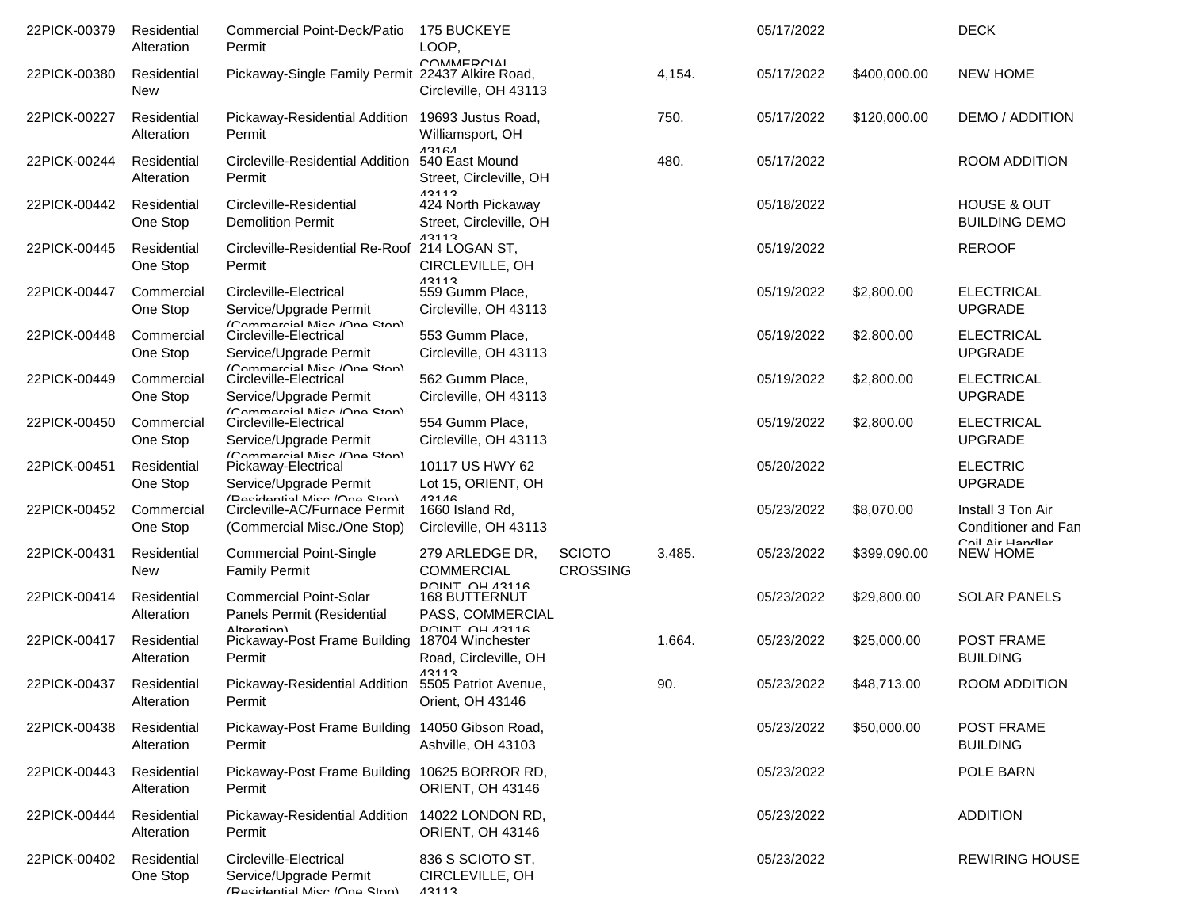| | | | | | | | | |
|---|---|---|---|---|---|---|---|---|
| 22PICK-00379 | Residential Alteration | Commercial Point-Deck/Patio Permit | 175 BUCKEYE LOOP, COMMERCIAL | | | 05/17/2022 | | DECK |
| 22PICK-00380 | Residential New | Pickaway-Single Family Permit | 22437 Alkire Road, Circleville, OH 43113 | | 4,154. | 05/17/2022 | $400,000.00 | NEW HOME |
| 22PICK-00227 | Residential Alteration | Pickaway-Residential Addition Permit | 19693 Justus Road, Williamsport, OH 43164 | | 750. | 05/17/2022 | $120,000.00 | DEMO / ADDITION |
| 22PICK-00244 | Residential Alteration | Circleville-Residential Addition Permit | 540 East Mound Street, Circleville, OH 43113 | | 480. | 05/17/2022 | | ROOM ADDITION |
| 22PICK-00442 | Residential One Stop | Circleville-Residential Demolition Permit | 424 North Pickaway Street, Circleville, OH 43113 | | | 05/18/2022 | | HOUSE & OUT BUILDING DEMO |
| 22PICK-00445 | Residential One Stop | Circleville-Residential Re-Roof Permit | 214 LOGAN ST, CIRCLEVILLE, OH 43113 | | | 05/19/2022 | | REROOF |
| 22PICK-00447 | Commercial One Stop | Circleville-Electrical Service/Upgrade Permit (Commercial Misc./One Stop) | 559 Gumm Place, Circleville, OH 43113 | | | 05/19/2022 | $2,800.00 | ELECTRICAL UPGRADE |
| 22PICK-00448 | Commercial One Stop | Circleville-Electrical Service/Upgrade Permit (Commercial Misc./One Stop) | 553 Gumm Place, Circleville, OH 43113 | | | 05/19/2022 | $2,800.00 | ELECTRICAL UPGRADE |
| 22PICK-00449 | Commercial One Stop | Circleville-Electrical Service/Upgrade Permit (Commercial Misc./One Stop) | 562 Gumm Place, Circleville, OH 43113 | | | 05/19/2022 | $2,800.00 | ELECTRICAL UPGRADE |
| 22PICK-00450 | Commercial One Stop | Circleville-Electrical Service/Upgrade Permit (Commercial Misc./One Stop) | 554 Gumm Place, Circleville, OH 43113 | | | 05/19/2022 | $2,800.00 | ELECTRICAL UPGRADE |
| 22PICK-00451 | Residential One Stop | Pickaway-Electrical Service/Upgrade Permit (Residential Misc./One Stop) | 10117 US HWY 62 Lot 15, ORIENT, OH 43146 | | | 05/20/2022 | | ELECTRIC UPGRADE |
| 22PICK-00452 | Commercial One Stop | Circleville-AC/Furnace Permit (Commercial Misc./One Stop) | 1660 Island Rd, Circleville, OH 43113 | | | 05/23/2022 | $8,070.00 | Install 3 Ton Air Conditioner and Fan Coil Air Handler |
| 22PICK-00431 | Residential New | Commercial Point-Single Family Permit | 279 ARLEDGE DR, COMMERCIAL POINT, OH 43116 | SCIOTO CROSSING | 3,485. | 05/23/2022 | $399,090.00 | NEW HOME |
| 22PICK-00414 | Residential Alteration | Commercial Point-Solar Panels Permit (Residential Alteration) | 168 BUTTERNUT PASS, COMMERCIAL POINT, OH 43116 | | | 05/23/2022 | $29,800.00 | SOLAR PANELS |
| 22PICK-00417 | Residential Alteration | Pickaway-Post Frame Building Permit | 18704 Winchester Road, Circleville, OH 43113 | | 1,664. | 05/23/2022 | $25,000.00 | POST FRAME BUILDING |
| 22PICK-00437 | Residential Alteration | Pickaway-Residential Addition Permit | 5505 Patriot Avenue, Orient, OH 43146 | | 90. | 05/23/2022 | $48,713.00 | ROOM ADDITION |
| 22PICK-00438 | Residential Alteration | Pickaway-Post Frame Building Permit | 14050 Gibson Road, Ashville, OH 43103 | | | 05/23/2022 | $50,000.00 | POST FRAME BUILDING |
| 22PICK-00443 | Residential Alteration | Pickaway-Post Frame Building Permit | 10625 BORROR RD, ORIENT, OH 43146 | | | 05/23/2022 | | POLE BARN |
| 22PICK-00444 | Residential Alteration | Pickaway-Residential Addition Permit | 14022 LONDON RD, ORIENT, OH 43146 | | | 05/23/2022 | | ADDITION |
| 22PICK-00402 | Residential One Stop | Circleville-Electrical Service/Upgrade Permit (Residential Misc./One Stop) | 836 S SCIOTO ST, CIRCLEVILLE, OH 43113 | | | 05/23/2022 | | REWIRING HOUSE |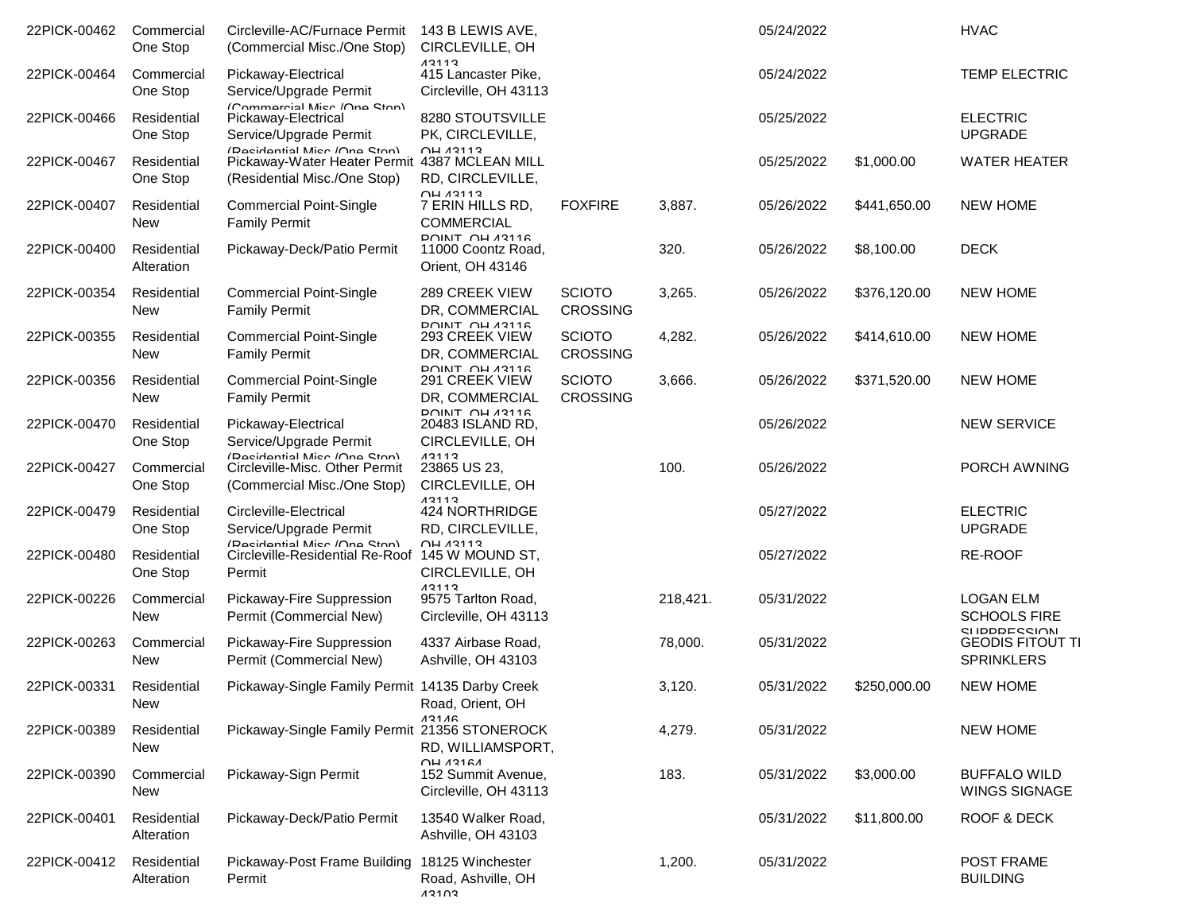| | | | | | | | | |
|---|---|---|---|---|---|---|---|---|
| 22PICK-00462 | Commercial One Stop | Circleville-AC/Furnace Permit (Commercial Misc./One Stop) | 143 B LEWIS AVE, CIRCLEVILLE, OH 43113 | | | 05/24/2022 | | HVAC |
| 22PICK-00464 | Commercial One Stop | Pickaway-Electrical Service/Upgrade Permit (Commercial Misc./One Stop) | 415 Lancaster Pike, Circleville, OH 43113 | | | 05/24/2022 | | TEMP ELECTRIC |
| 22PICK-00466 | Residential One Stop | Pickaway-Electrical Service/Upgrade Permit (Residential Misc./One Stop) | 8280 STOUTSVILLE PK, CIRCLEVILLE, OH 43113 | | | 05/25/2022 | | ELECTRIC UPGRADE |
| 22PICK-00467 | Residential One Stop | Pickaway-Water Heater Permit (Residential Misc./One Stop) | 4387 MCLEAN MILL RD, CIRCLEVILLE, OH 43113 | | | 05/25/2022 | $1,000.00 | WATER HEATER |
| 22PICK-00407 | Residential New | Commercial Point-Single Family Permit | 7 ERIN HILLS RD, COMMERCIAL POINT, OH 43116 | FOXFIRE | 3,887. | 05/26/2022 | $441,650.00 | NEW HOME |
| 22PICK-00400 | Residential Alteration | Pickaway-Deck/Patio Permit | 11000 Coontz Road, Orient, OH 43146 | | 320. | 05/26/2022 | $8,100.00 | DECK |
| 22PICK-00354 | Residential New | Commercial Point-Single Family Permit | 289 CREEK VIEW DR, COMMERCIAL POINT, OH 43116 | SCIOTO CROSSING | 3,265. | 05/26/2022 | $376,120.00 | NEW HOME |
| 22PICK-00355 | Residential New | Commercial Point-Single Family Permit | 293 CREEK VIEW DR, COMMERCIAL POINT, OH 43116 | SCIOTO CROSSING | 4,282. | 05/26/2022 | $414,610.00 | NEW HOME |
| 22PICK-00356 | Residential New | Commercial Point-Single Family Permit | 291 CREEK VIEW DR, COMMERCIAL POINT, OH 43116 | SCIOTO CROSSING | 3,666. | 05/26/2022 | $371,520.00 | NEW HOME |
| 22PICK-00470 | Residential One Stop | Pickaway-Electrical Service/Upgrade Permit (Residential Misc./One Stop) | 20483 ISLAND RD, CIRCLEVILLE, OH 43113 | | | 05/26/2022 | | NEW SERVICE |
| 22PICK-00427 | Commercial One Stop | Circleville-Misc. Other Permit (Commercial Misc./One Stop) | 23865 US 23, CIRCLEVILLE, OH 43113 | | 100. | 05/26/2022 | | PORCH AWNING |
| 22PICK-00479 | Residential One Stop | Circleville-Electrical Service/Upgrade Permit (Residential Misc./One Stop) | 424 NORTHRIDGE RD, CIRCLEVILLE, OH 43113 | | | 05/27/2022 | | ELECTRIC UPGRADE |
| 22PICK-00480 | Residential One Stop | Circleville-Residential Re-Roof Permit | 145 W MOUND ST, CIRCLEVILLE, OH 43113 | | | 05/27/2022 | | RE-ROOF |
| 22PICK-00226 | Commercial New | Pickaway-Fire Suppression Permit (Commercial New) | 9575 Tarlton Road, Circleville, OH 43113 | | 218,421. | 05/31/2022 | | LOGAN ELM SCHOOLS FIRE SUPPRESSION |
| 22PICK-00263 | Commercial New | Pickaway-Fire Suppression Permit (Commercial New) | 4337 Airbase Road, Ashville, OH 43103 | | 78,000. | 05/31/2022 | | GEODIS FITOUT TI SPRINKLERS |
| 22PICK-00331 | Residential New | Pickaway-Single Family Permit | 14135 Darby Creek Road, Orient, OH 43146 | | 3,120. | 05/31/2022 | $250,000.00 | NEW HOME |
| 22PICK-00389 | Residential New | Pickaway-Single Family Permit | 21356 STONEROCK RD, WILLIAMSPORT, OH 43164 | | 4,279. | 05/31/2022 | | NEW HOME |
| 22PICK-00390 | Commercial New | Pickaway-Sign Permit | 152 Summit Avenue, Circleville, OH 43113 | | 183. | 05/31/2022 | $3,000.00 | BUFFALO WILD WINGS SIGNAGE |
| 22PICK-00401 | Residential Alteration | Pickaway-Deck/Patio Permit | 13540 Walker Road, Ashville, OH 43103 | | | 05/31/2022 | $11,800.00 | ROOF & DECK |
| 22PICK-00412 | Residential Alteration | Pickaway-Post Frame Building Permit | 18125 Winchester Road, Ashville, OH 43103 | | 1,200. | 05/31/2022 | | POST FRAME BUILDING |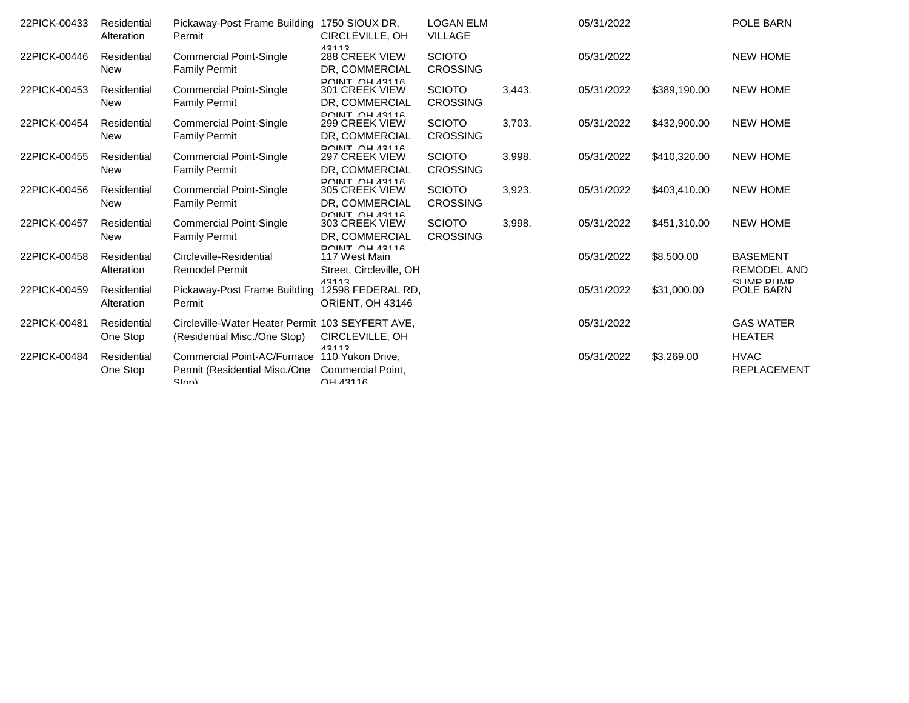| | | | | | | | | |
|---|---|---|---|---|---|---|---|---|
| 22PICK-00433 | Residential Alteration | Pickaway-Post Frame Building Permit | 1750 SIOUX DR, CIRCLEVILLE, OH 43113 | LOGAN ELM VILLAGE | | 05/31/2022 | | POLE BARN |
| 22PICK-00446 | Residential New | Commercial Point-Single Family Permit | 288 CREEK VIEW DR, COMMERCIAL POINT, OH 43116 | SCIOTO CROSSING | | 05/31/2022 | | NEW HOME |
| 22PICK-00453 | Residential New | Commercial Point-Single Family Permit | 301 CREEK VIEW DR, COMMERCIAL POINT, OH 43116 | SCIOTO CROSSING | 3,443. | 05/31/2022 | $389,190.00 | NEW HOME |
| 22PICK-00454 | Residential New | Commercial Point-Single Family Permit | 299 CREEK VIEW DR, COMMERCIAL POINT, OH 43116 | SCIOTO CROSSING | 3,703. | 05/31/2022 | $432,900.00 | NEW HOME |
| 22PICK-00455 | Residential New | Commercial Point-Single Family Permit | 297 CREEK VIEW DR, COMMERCIAL POINT, OH 43116 | SCIOTO CROSSING | 3,998. | 05/31/2022 | $410,320.00 | NEW HOME |
| 22PICK-00456 | Residential New | Commercial Point-Single Family Permit | 305 CREEK VIEW DR, COMMERCIAL POINT, OH 43116 | SCIOTO CROSSING | 3,923. | 05/31/2022 | $403,410.00 | NEW HOME |
| 22PICK-00457 | Residential New | Commercial Point-Single Family Permit | 303 CREEK VIEW DR, COMMERCIAL POINT, OH 43116 | SCIOTO CROSSING | 3,998. | 05/31/2022 | $451,310.00 | NEW HOME |
| 22PICK-00458 | Residential Alteration | Circleville-Residential Remodel Permit | 117 West Main Street, Circleville, OH 43113 | | | 05/31/2022 | $8,500.00 | BASEMENT REMODEL AND SUMP PUMP |
| 22PICK-00459 | Residential Alteration | Pickaway-Post Frame Building Permit | 12598 FEDERAL RD, ORIENT, OH 43146 | | | 05/31/2022 | $31,000.00 | POLE BARN |
| 22PICK-00481 | Residential One Stop | Circleville-Water Heater Permit (Residential Misc./One Stop) | 103 SEYFERT AVE, CIRCLEVILLE, OH 43113 | | | 05/31/2022 | | GAS WATER HEATER |
| 22PICK-00484 | Residential One Stop | Commercial Point-AC/Furnace Permit (Residential Misc./One Stop) | 110 Yukon Drive, Commercial Point, OH 43116 | | | 05/31/2022 | $3,269.00 | HVAC REPLACEMENT |